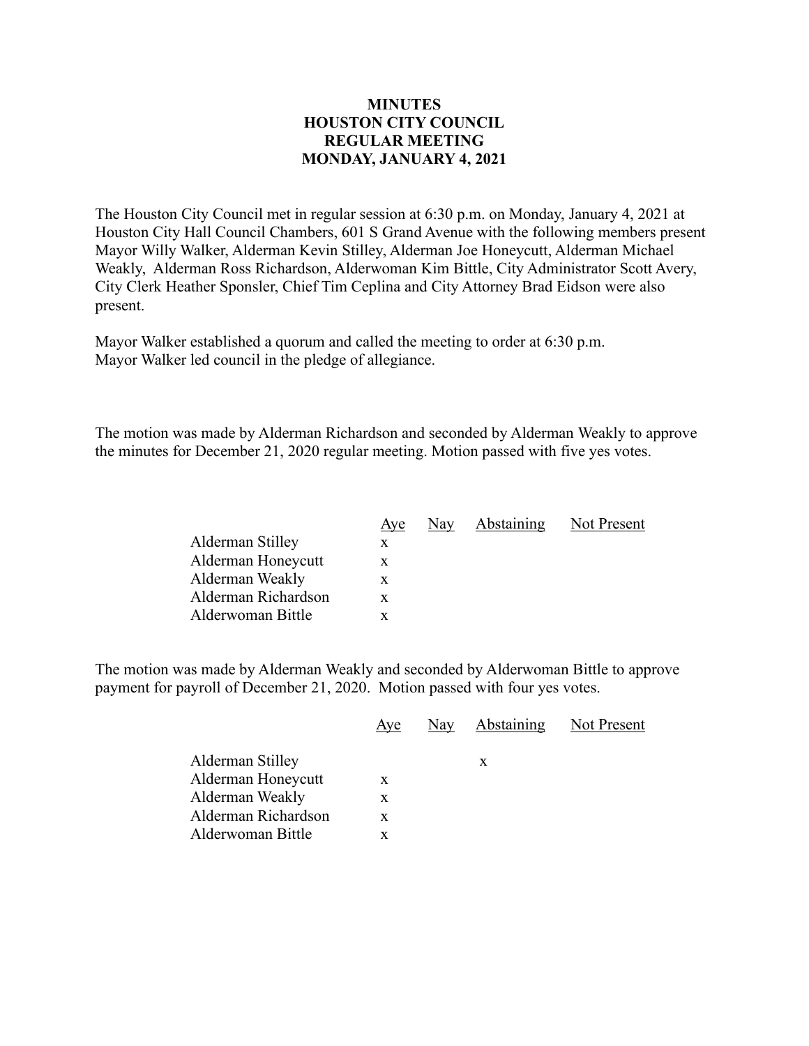# MINUTES
# HOUSTON CITY COUNCIL
# REGULAR MEETING
# MONDAY, JANUARY 4, 2021

The Houston City Council met in regular session at 6:30 p.m. on Monday, January 4, 2021 at Houston City Hall Council Chambers, 601 S Grand Avenue with the following members present Mayor Willy Walker, Alderman Kevin Stilley, Alderman Joe Honeycutt, Alderman Michael Weakly, Alderman Ross Richardson, Alderwoman Kim Bittle, City Administrator Scott Avery, City Clerk Heather Sponsler, Chief Tim Ceplina and City Attorney Brad Eidson were also present.

Mayor Walker established a quorum and called the meeting to order at 6:30 p.m.
Mayor Walker led council in the pledge of allegiance.

The motion was made by Alderman Richardson and seconded by Alderman Weakly to approve the minutes for December 21, 2020 regular meeting. Motion passed with five yes votes.

| | Aye | Nay | Abstaining | Not Present |
|---|---|---|---|---|
| Alderman Stilley | x | | | |
| Alderman Honeycutt | x | | | |
| Alderman Weakly | x | | | |
| Alderman Richardson | x | | | |
| Alderwoman Bittle | x | | | |

The motion was made by Alderman Weakly and seconded by Alderwoman Bittle to approve payment for payroll of December 21, 2020. Motion passed with four yes votes.

| | Aye | Nay | Abstaining | Not Present |
|---|---|---|---|---|
| Alderman Stilley | | | x | |
| Alderman Honeycutt | x | | | |
| Alderman Weakly | x | | | |
| Alderman Richardson | x | | | |
| Alderwoman Bittle | x | | | |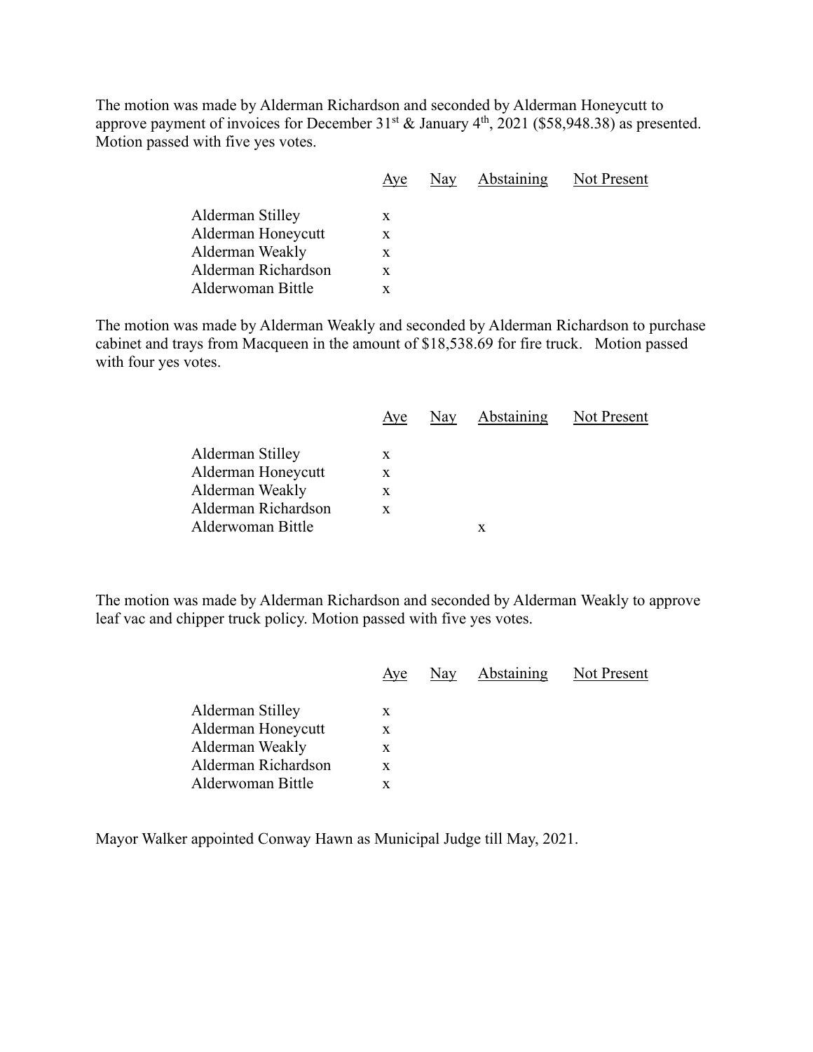The motion was made by Alderman Richardson and seconded by Alderman Honeycutt to approve payment of invoices for December 31st & January 4th, 2021 ($58,948.38) as presented. Motion passed with five yes votes.

| | Aye | Nay | Abstaining | Not Present |
|---|---|---|---|---|
| Alderman Stilley | x | | | |
| Alderman Honeycutt | x | | | |
| Alderman Weakly | x | | | |
| Alderman Richardson | x | | | |
| Alderwoman Bittle | x | | | |

The motion was made by Alderman Weakly and seconded by Alderman Richardson to purchase cabinet and trays from Macqueen in the amount of $18,538.69 for fire truck. Motion passed with four yes votes.

| | Aye | Nay | Abstaining | Not Present |
|---|---|---|---|---|
| Alderman Stilley | x | | | |
| Alderman Honeycutt | x | | | |
| Alderman Weakly | x | | | |
| Alderman Richardson | x | | | |
| Alderwoman Bittle | | | x | |

The motion was made by Alderman Richardson and seconded by Alderman Weakly to approve leaf vac and chipper truck policy. Motion passed with five yes votes.

| | Aye | Nay | Abstaining | Not Present |
|---|---|---|---|---|
| Alderman Stilley | x | | | |
| Alderman Honeycutt | x | | | |
| Alderman Weakly | x | | | |
| Alderman Richardson | x | | | |
| Alderwoman Bittle | x | | | |

Mayor Walker appointed Conway Hawn as Municipal Judge till May, 2021.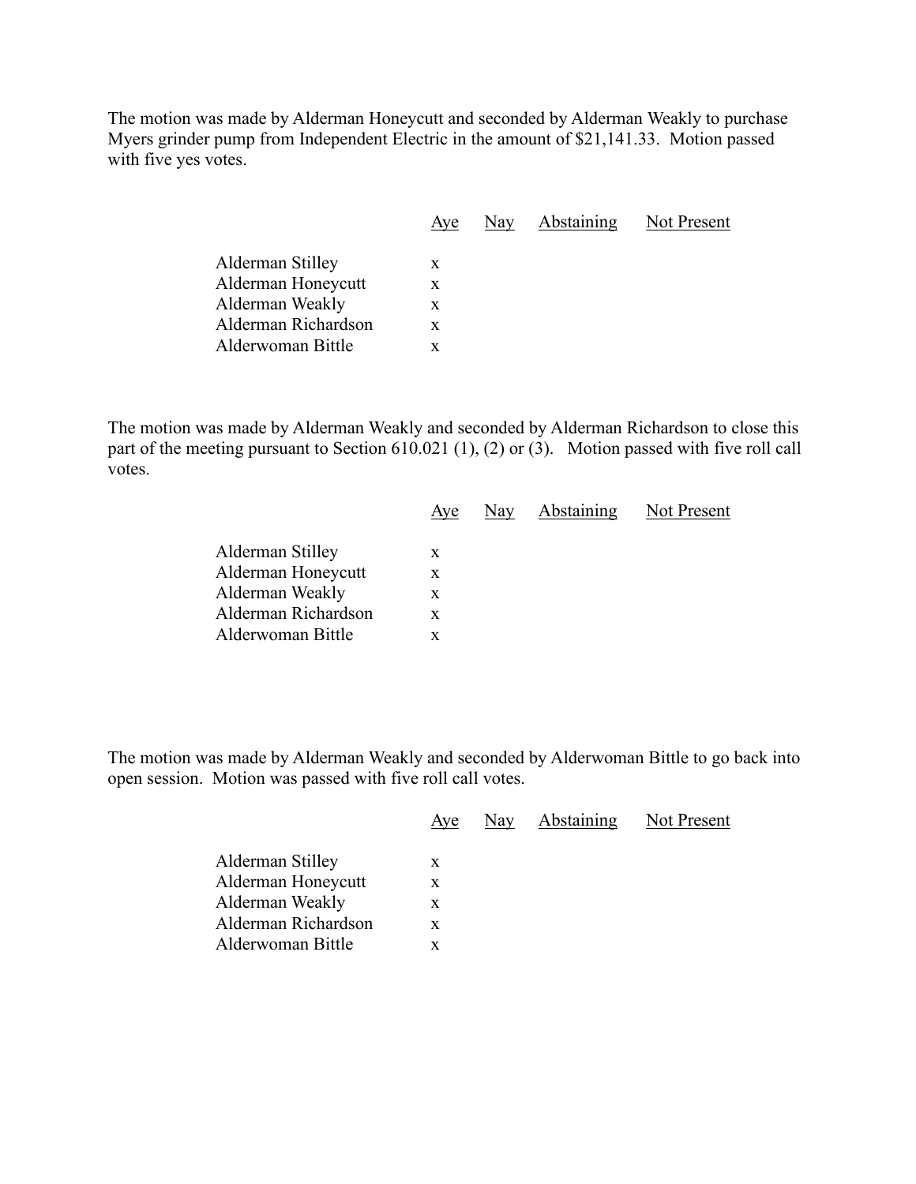The motion was made by Alderman Honeycutt and seconded by Alderman Weakly to purchase Myers grinder pump from Independent Electric in the amount of $21,141.33. Motion passed with five yes votes.

| | Aye | Nay | Abstaining | Not Present |
|---|---|---|---|---|
| Alderman Stilley | x | | | |
| Alderman Honeycutt | x | | | |
| Alderman Weakly | x | | | |
| Alderman Richardson | x | | | |
| Alderwoman Bittle | x | | | |

The motion was made by Alderman Weakly and seconded by Alderman Richardson to close this part of the meeting pursuant to Section 610.021 (1), (2) or (3). Motion passed with five roll call votes.

| | Aye | Nay | Abstaining | Not Present |
|---|---|---|---|---|
| Alderman Stilley | x | | | |
| Alderman Honeycutt | x | | | |
| Alderman Weakly | x | | | |
| Alderman Richardson | x | | | |
| Alderwoman Bittle | x | | | |

The motion was made by Alderman Weakly and seconded by Alderwoman Bittle to go back into open session. Motion was passed with five roll call votes.

| | Aye | Nay | Abstaining | Not Present |
|---|---|---|---|---|
| Alderman Stilley | x | | | |
| Alderman Honeycutt | x | | | |
| Alderman Weakly | x | | | |
| Alderman Richardson | x | | | |
| Alderwoman Bittle | x | | | |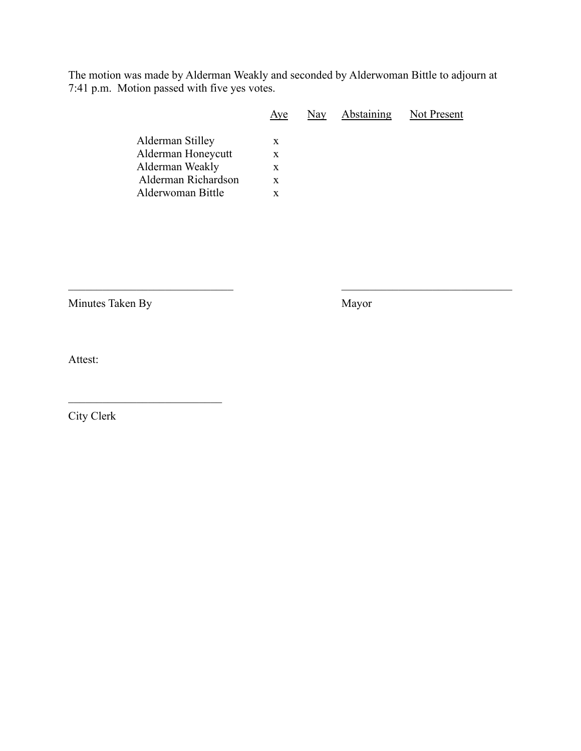The motion was made by Alderman Weakly and seconded by Alderwoman Bittle to adjourn at 7:41 p.m. Motion passed with five yes votes.

| | Aye | Nay | Abstaining | Not Present |
|---|---|---|---|---|
| Alderman Stilley | x | | | |
| Alderman Honeycutt | x | | | |
| Alderman Weakly | x | | | |
| Alderman Richardson | x | | | |
| Alderwoman Bittle | x | | | |

______________________________ 

Minutes Taken By

______________________________ 

Mayor

Attest:

______________________________ 

City Clerk